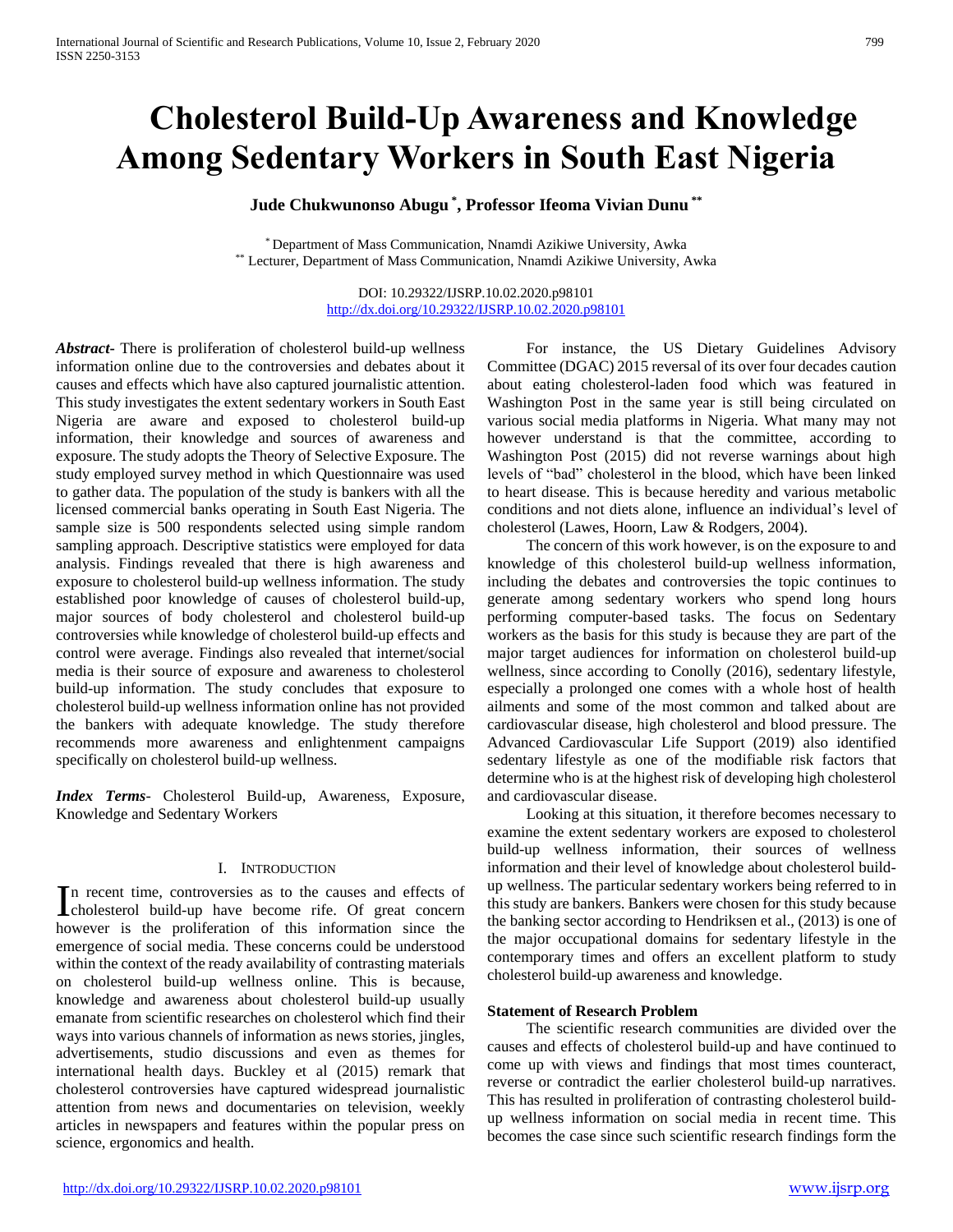# Cholesterol Build-Up Awareness and Knowledge Among Sedentary Workers in South East Nigeria

**Jude Chukwunonso Abugu [*], Professor Ifeoma Vivian Dunu [**]**

[*] Department of Mass Communication, Nnamdi Azikiwe University, Awka
[**] Lecturer, Department of Mass Communication, Nnamdi Azikiwe University, Awka

DOI: 10.29322/IJSRP.10.02.2020.p98101
http://dx.doi.org/10.29322/IJSRP.10.02.2020.p98101

***Abstract***- There is proliferation of cholesterol build-up wellness information online due to the controversies and debates about it causes and effects which have also captured journalistic attention. This study investigates the extent sedentary workers in South East Nigeria are aware and exposed to cholesterol build-up information, their knowledge and sources of awareness and exposure. The study adopts the Theory of Selective Exposure. The study employed survey method in which Questionnaire was used to gather data. The population of the study is bankers with all the licensed commercial banks operating in South East Nigeria. The sample size is 500 respondents selected using simple random sampling approach. Descriptive statistics were employed for data analysis. Findings revealed that there is high awareness and exposure to cholesterol build-up wellness information. The study established poor knowledge of causes of cholesterol build-up, major sources of body cholesterol and cholesterol build-up controversies while knowledge of cholesterol build-up effects and control were average. Findings also revealed that internet/social media is their source of exposure and awareness to cholesterol build-up information. The study concludes that exposure to cholesterol build-up wellness information online has not provided the bankers with adequate knowledge. The study therefore recommends more awareness and enlightenment campaigns specifically on cholesterol build-up wellness.

***Index Terms***- Cholesterol Build-up, Awareness, Exposure, Knowledge and Sedentary Workers

## I. Introduction

In recent time, controversies as to the causes and effects of cholesterol build-up have become rife. Of great concern however is the proliferation of this information since the emergence of social media. These concerns could be understood within the context of the ready availability of contrasting materials on cholesterol build-up wellness online. This is because, knowledge and awareness about cholesterol build-up usually emanate from scientific researches on cholesterol which find their ways into various channels of information as news stories, jingles, advertisements, studio discussions and even as themes for international health days. Buckley et al (2015) remark that cholesterol controversies have captured widespread journalistic attention from news and documentaries on television, weekly articles in newspapers and features within the popular press on science, ergonomics and health.

For instance, the US Dietary Guidelines Advisory Committee (DGAC) 2015 reversal of its over four decades caution about eating cholesterol-laden food which was featured in Washington Post in the same year is still being circulated on various social media platforms in Nigeria. What many may not however understand is that the committee, according to Washington Post (2015) did not reverse warnings about high levels of "bad" cholesterol in the blood, which have been linked to heart disease. This is because heredity and various metabolic conditions and not diets alone, influence an individual's level of cholesterol (Lawes, Hoorn, Law & Rodgers, 2004).

The concern of this work however, is on the exposure to and knowledge of this cholesterol build-up wellness information, including the debates and controversies the topic continues to generate among sedentary workers who spend long hours performing computer-based tasks. The focus on Sedentary workers as the basis for this study is because they are part of the major target audiences for information on cholesterol build-up wellness, since according to Conolly (2016), sedentary lifestyle, especially a prolonged one comes with a whole host of health ailments and some of the most common and talked about are cardiovascular disease, high cholesterol and blood pressure. The Advanced Cardiovascular Life Support (2019) also identified sedentary lifestyle as one of the modifiable risk factors that determine who is at the highest risk of developing high cholesterol and cardiovascular disease.

Looking at this situation, it therefore becomes necessary to examine the extent sedentary workers are exposed to cholesterol build-up wellness information, their sources of wellness information and their level of knowledge about cholesterol build-up wellness. The particular sedentary workers being referred to in this study are bankers. Bankers were chosen for this study because the banking sector according to Hendriksen et al., (2013) is one of the major occupational domains for sedentary lifestyle in the contemporary times and offers an excellent platform to study cholesterol build-up awareness and knowledge.

### Statement of Research Problem

The scientific research communities are divided over the causes and effects of cholesterol build-up and have continued to come up with views and findings that most times counteract, reverse or contradict the earlier cholesterol build-up narratives. This has resulted in proliferation of contrasting cholesterol build-up wellness information on social media in recent time. This becomes the case since such scientific research findings form the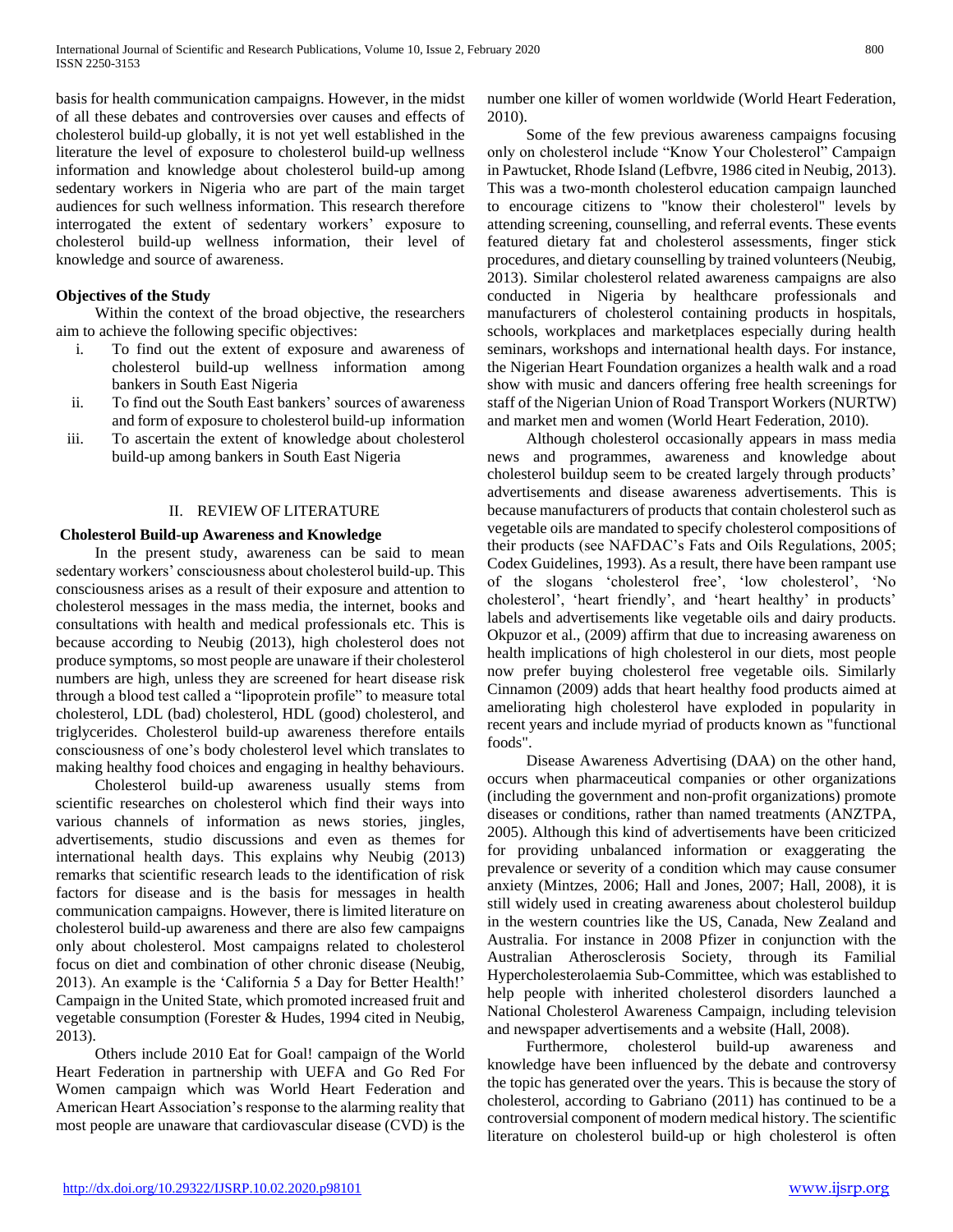basis for health communication campaigns. However, in the midst of all these debates and controversies over causes and effects of cholesterol build-up globally, it is not yet well established in the literature the level of exposure to cholesterol build-up wellness information and knowledge about cholesterol build-up among sedentary workers in Nigeria who are part of the main target audiences for such wellness information. This research therefore interrogated the extent of sedentary workers' exposure to cholesterol build-up wellness information, their level of knowledge and source of awareness.

### Objectives of the Study

Within the context of the broad objective, the researchers aim to achieve the following specific objectives:

i. To find out the extent of exposure and awareness of cholesterol build-up wellness information among bankers in South East Nigeria
ii. To find out the South East bankers' sources of awareness and form of exposure to cholesterol build-up information
iii. To ascertain the extent of knowledge about cholesterol build-up among bankers in South East Nigeria

## II. REVIEW OF LITERATURE

### Cholesterol Build-up Awareness and Knowledge

In the present study, awareness can be said to mean sedentary workers' consciousness about cholesterol build-up. This consciousness arises as a result of their exposure and attention to cholesterol messages in the mass media, the internet, books and consultations with health and medical professionals etc. This is because according to Neubig (2013), high cholesterol does not produce symptoms, so most people are unaware if their cholesterol numbers are high, unless they are screened for heart disease risk through a blood test called a "lipoprotein profile" to measure total cholesterol, LDL (bad) cholesterol, HDL (good) cholesterol, and triglycerides. Cholesterol build-up awareness therefore entails consciousness of one's body cholesterol level which translates to making healthy food choices and engaging in healthy behaviours.

Cholesterol build-up awareness usually stems from scientific researches on cholesterol which find their ways into various channels of information as news stories, jingles, advertisements, studio discussions and even as themes for international health days. This explains why Neubig (2013) remarks that scientific research leads to the identification of risk factors for disease and is the basis for messages in health communication campaigns. However, there is limited literature on cholesterol build-up awareness and there are also few campaigns only about cholesterol. Most campaigns related to cholesterol focus on diet and combination of other chronic disease (Neubig, 2013). An example is the 'California 5 a Day for Better Health!' Campaign in the United State, which promoted increased fruit and vegetable consumption (Forester & Hudes, 1994 cited in Neubig, 2013).

Others include 2010 Eat for Goal! campaign of the World Heart Federation in partnership with UEFA and Go Red For Women campaign which was World Heart Federation and American Heart Association's response to the alarming reality that most people are unaware that cardiovascular disease (CVD) is the number one killer of women worldwide (World Heart Federation, 2010).

Some of the few previous awareness campaigns focusing only on cholesterol include "Know Your Cholesterol" Campaign in Pawtucket, Rhode Island (Lefbvre, 1986 cited in Neubig, 2013). This was a two-month cholesterol education campaign launched to encourage citizens to "know their cholesterol" levels by attending screening, counselling, and referral events. These events featured dietary fat and cholesterol assessments, finger stick procedures, and dietary counselling by trained volunteers (Neubig, 2013). Similar cholesterol related awareness campaigns are also conducted in Nigeria by healthcare professionals and manufacturers of cholesterol containing products in hospitals, schools, workplaces and marketplaces especially during health seminars, workshops and international health days. For instance, the Nigerian Heart Foundation organizes a health walk and a road show with music and dancers offering free health screenings for staff of the Nigerian Union of Road Transport Workers (NURTW) and market men and women (World Heart Federation, 2010).

Although cholesterol occasionally appears in mass media news and programmes, awareness and knowledge about cholesterol buildup seem to be created largely through products' advertisements and disease awareness advertisements. This is because manufacturers of products that contain cholesterol such as vegetable oils are mandated to specify cholesterol compositions of their products (see NAFDAC's Fats and Oils Regulations, 2005; Codex Guidelines, 1993). As a result, there have been rampant use of the slogans 'cholesterol free', 'low cholesterol', 'No cholesterol', 'heart friendly', and 'heart healthy' in products' labels and advertisements like vegetable oils and dairy products. Okpuzor et al., (2009) affirm that due to increasing awareness on health implications of high cholesterol in our diets, most people now prefer buying cholesterol free vegetable oils. Similarly Cinnamon (2009) adds that heart healthy food products aimed at ameliorating high cholesterol have exploded in popularity in recent years and include myriad of products known as "functional foods".

Disease Awareness Advertising (DAA) on the other hand, occurs when pharmaceutical companies or other organizations (including the government and non-profit organizations) promote diseases or conditions, rather than named treatments (ANZTPA, 2005). Although this kind of advertisements have been criticized for providing unbalanced information or exaggerating the prevalence or severity of a condition which may cause consumer anxiety (Mintzes, 2006; Hall and Jones, 2007; Hall, 2008), it is still widely used in creating awareness about cholesterol buildup in the western countries like the US, Canada, New Zealand and Australia. For instance in 2008 Pfizer in conjunction with the Australian Atherosclerosis Society, through its Familial Hypercholesterolaemia Sub-Committee, which was established to help people with inherited cholesterol disorders launched a National Cholesterol Awareness Campaign, including television and newspaper advertisements and a website (Hall, 2008).

Furthermore, cholesterol build-up awareness and knowledge have been influenced by the debate and controversy the topic has generated over the years. This is because the story of cholesterol, according to Gabriano (2011) has continued to be a controversial component of modern medical history. The scientific literature on cholesterol build-up or high cholesterol is often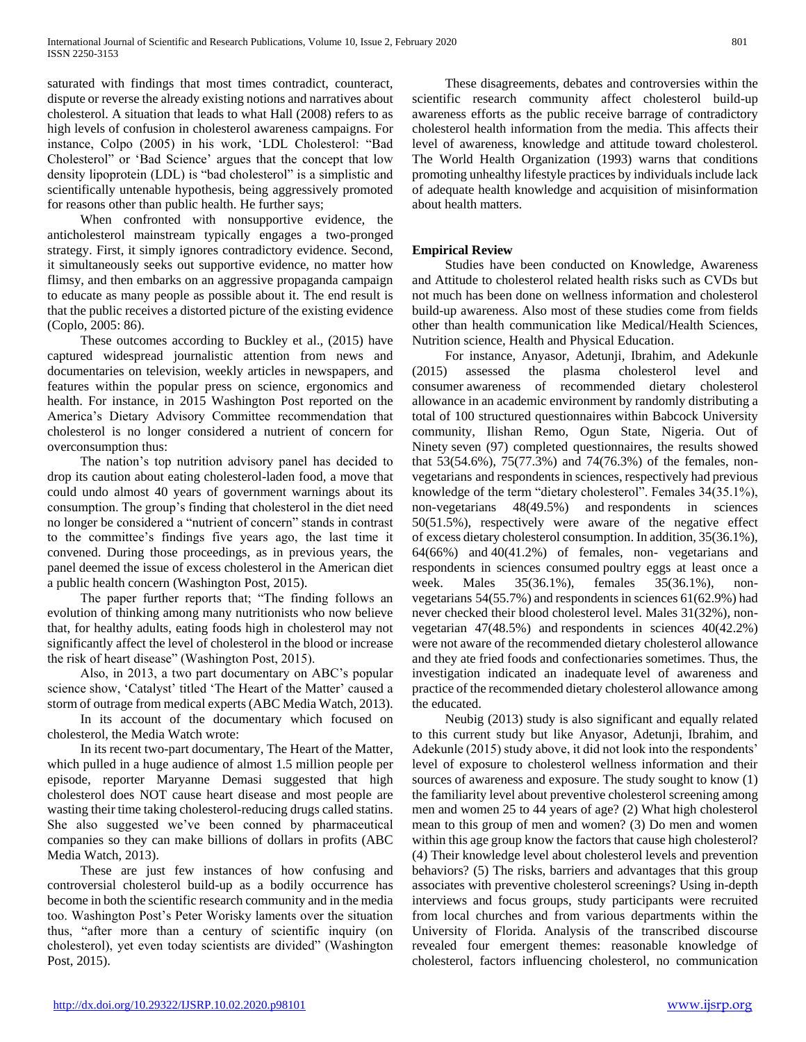saturated with findings that most times contradict, counteract, dispute or reverse the already existing notions and narratives about cholesterol. A situation that leads to what Hall (2008) refers to as high levels of confusion in cholesterol awareness campaigns. For instance, Colpo (2005) in his work, 'LDL Cholesterol: "Bad Cholesterol" or 'Bad Science' argues that the concept that low density lipoprotein (LDL) is "bad cholesterol" is a simplistic and scientifically untenable hypothesis, being aggressively promoted for reasons other than public health. He further says;

When confronted with nonsupportive evidence, the anticholesterol mainstream typically engages a two-pronged strategy. First, it simply ignores contradictory evidence. Second, it simultaneously seeks out supportive evidence, no matter how flimsy, and then embarks on an aggressive propaganda campaign to educate as many people as possible about it. The end result is that the public receives a distorted picture of the existing evidence (Coplo, 2005: 86).

These outcomes according to Buckley et al., (2015) have captured widespread journalistic attention from news and documentaries on television, weekly articles in newspapers, and features within the popular press on science, ergonomics and health. For instance, in 2015 Washington Post reported on the America's Dietary Advisory Committee recommendation that cholesterol is no longer considered a nutrient of concern for overconsumption thus:

The nation's top nutrition advisory panel has decided to drop its caution about eating cholesterol-laden food, a move that could undo almost 40 years of government warnings about its consumption. The group's finding that cholesterol in the diet need no longer be considered a "nutrient of concern" stands in contrast to the committee's findings five years ago, the last time it convened. During those proceedings, as in previous years, the panel deemed the issue of excess cholesterol in the American diet a public health concern (Washington Post, 2015).

The paper further reports that; "The finding follows an evolution of thinking among many nutritionists who now believe that, for healthy adults, eating foods high in cholesterol may not significantly affect the level of cholesterol in the blood or increase the risk of heart disease" (Washington Post, 2015).

Also, in 2013, a two part documentary on ABC's popular science show, 'Catalyst' titled 'The Heart of the Matter' caused a storm of outrage from medical experts (ABC Media Watch, 2013).

In its account of the documentary which focused on cholesterol, the Media Watch wrote:

In its recent two-part documentary, The Heart of the Matter, which pulled in a huge audience of almost 1.5 million people per episode, reporter Maryanne Demasi suggested that high cholesterol does NOT cause heart disease and most people are wasting their time taking cholesterol-reducing drugs called statins. She also suggested we've been conned by pharmaceutical companies so they can make billions of dollars in profits (ABC Media Watch, 2013).

These are just few instances of how confusing and controversial cholesterol build-up as a bodily occurrence has become in both the scientific research community and in the media too. Washington Post's Peter Worisky laments over the situation thus, "after more than a century of scientific inquiry (on cholesterol), yet even today scientists are divided" (Washington Post, 2015).

These disagreements, debates and controversies within the scientific research community affect cholesterol build-up awareness efforts as the public receive barrage of contradictory cholesterol health information from the media. This affects their level of awareness, knowledge and attitude toward cholesterol. The World Health Organization (1993) warns that conditions promoting unhealthy lifestyle practices by individuals include lack of adequate health knowledge and acquisition of misinformation about health matters.

## Empirical Review

Studies have been conducted on Knowledge, Awareness and Attitude to cholesterol related health risks such as CVDs but not much has been done on wellness information and cholesterol build-up awareness. Also most of these studies come from fields other than health communication like Medical/Health Sciences, Nutrition science, Health and Physical Education.

For instance, Anyasor, Adetunji, Ibrahim, and Adekunle (2015) assessed the plasma cholesterol level and consumer awareness of recommended dietary cholesterol allowance in an academic environment by randomly distributing a total of 100 structured questionnaires within Babcock University community, Ilishan Remo, Ogun State, Nigeria. Out of Ninety seven (97) completed questionnaires, the results showed that 53(54.6%), 75(77.3%) and 74(76.3%) of the females, non-vegetarians and respondents in sciences, respectively had previous knowledge of the term "dietary cholesterol". Females 34(35.1%), non-vegetarians 48(49.5%) and respondents in sciences 50(51.5%), respectively were aware of the negative effect of excess dietary cholesterol consumption. In addition, 35(36.1%), 64(66%) and 40(41.2%) of females, non- vegetarians and respondents in sciences consumed poultry eggs at least once a week. Males 35(36.1%), females 35(36.1%), non-vegetarians 54(55.7%) and respondents in sciences 61(62.9%) had never checked their blood cholesterol level. Males 31(32%), non-vegetarian 47(48.5%) and respondents in sciences 40(42.2%) were not aware of the recommended dietary cholesterol allowance and they ate fried foods and confectionaries sometimes. Thus, the investigation indicated an inadequate level of awareness and practice of the recommended dietary cholesterol allowance among the educated.

Neubig (2013) study is also significant and equally related to this current study but like Anyasor, Adetunji, Ibrahim, and Adekunle (2015) study above, it did not look into the respondents' level of exposure to cholesterol wellness information and their sources of awareness and exposure. The study sought to know (1) the familiarity level about preventive cholesterol screening among men and women 25 to 44 years of age? (2) What high cholesterol mean to this group of men and women? (3) Do men and women within this age group know the factors that cause high cholesterol? (4) Their knowledge level about cholesterol levels and prevention behaviors? (5) The risks, barriers and advantages that this group associates with preventive cholesterol screenings? Using in-depth interviews and focus groups, study participants were recruited from local churches and from various departments within the University of Florida. Analysis of the transcribed discourse revealed four emergent themes: reasonable knowledge of cholesterol, factors influencing cholesterol, no communication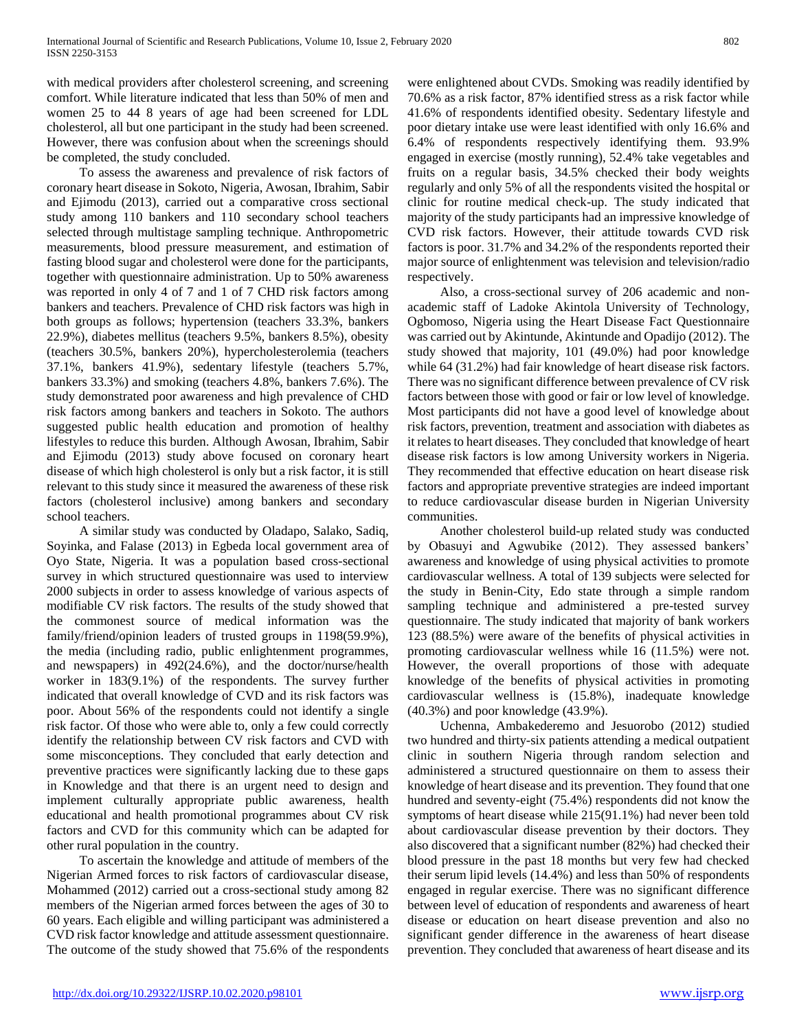with medical providers after cholesterol screening, and screening comfort. While literature indicated that less than 50% of men and women 25 to 44 8 years of age had been screened for LDL cholesterol, all but one participant in the study had been screened. However, there was confusion about when the screenings should be completed, the study concluded.

To assess the awareness and prevalence of risk factors of coronary heart disease in Sokoto, Nigeria, Awosan, Ibrahim, Sabir and Ejimodu (2013), carried out a comparative cross sectional study among 110 bankers and 110 secondary school teachers selected through multistage sampling technique. Anthropometric measurements, blood pressure measurement, and estimation of fasting blood sugar and cholesterol were done for the participants, together with questionnaire administration. Up to 50% awareness was reported in only 4 of 7 and 1 of 7 CHD risk factors among bankers and teachers. Prevalence of CHD risk factors was high in both groups as follows; hypertension (teachers 33.3%, bankers 22.9%), diabetes mellitus (teachers 9.5%, bankers 8.5%), obesity (teachers 30.5%, bankers 20%), hypercholesterolemia (teachers 37.1%, bankers 41.9%), sedentary lifestyle (teachers 5.7%, bankers 33.3%) and smoking (teachers 4.8%, bankers 7.6%). The study demonstrated poor awareness and high prevalence of CHD risk factors among bankers and teachers in Sokoto. The authors suggested public health education and promotion of healthy lifestyles to reduce this burden. Although Awosan, Ibrahim, Sabir and Ejimodu (2013) study above focused on coronary heart disease of which high cholesterol is only but a risk factor, it is still relevant to this study since it measured the awareness of these risk factors (cholesterol inclusive) among bankers and secondary school teachers.

A similar study was conducted by Oladapo, Salako, Sadiq, Soyinka, and Falase (2013) in Egbeda local government area of Oyo State, Nigeria. It was a population based cross-sectional survey in which structured questionnaire was used to interview 2000 subjects in order to assess knowledge of various aspects of modifiable CV risk factors. The results of the study showed that the commonest source of medical information was the family/friend/opinion leaders of trusted groups in 1198(59.9%), the media (including radio, public enlightenment programmes, and newspapers) in 492(24.6%), and the doctor/nurse/health worker in 183(9.1%) of the respondents. The survey further indicated that overall knowledge of CVD and its risk factors was poor. About 56% of the respondents could not identify a single risk factor. Of those who were able to, only a few could correctly identify the relationship between CV risk factors and CVD with some misconceptions. They concluded that early detection and preventive practices were significantly lacking due to these gaps in Knowledge and that there is an urgent need to design and implement culturally appropriate public awareness, health educational and health promotional programmes about CV risk factors and CVD for this community which can be adapted for other rural population in the country.

To ascertain the knowledge and attitude of members of the Nigerian Armed forces to risk factors of cardiovascular disease, Mohammed (2012) carried out a cross-sectional study among 82 members of the Nigerian armed forces between the ages of 30 to 60 years. Each eligible and willing participant was administered a CVD risk factor knowledge and attitude assessment questionnaire. The outcome of the study showed that 75.6% of the respondents were enlightened about CVDs. Smoking was readily identified by 70.6% as a risk factor, 87% identified stress as a risk factor while 41.6% of respondents identified obesity. Sedentary lifestyle and poor dietary intake use were least identified with only 16.6% and 6.4% of respondents respectively identifying them. 93.9% engaged in exercise (mostly running), 52.4% take vegetables and fruits on a regular basis, 34.5% checked their body weights regularly and only 5% of all the respondents visited the hospital or clinic for routine medical check-up. The study indicated that majority of the study participants had an impressive knowledge of CVD risk factors. However, their attitude towards CVD risk factors is poor. 31.7% and 34.2% of the respondents reported their major source of enlightenment was television and television/radio respectively.

Also, a cross-sectional survey of 206 academic and non-academic staff of Ladoke Akintola University of Technology, Ogbomoso, Nigeria using the Heart Disease Fact Questionnaire was carried out by Akintunde, Akintunde and Opadijo (2012). The study showed that majority, 101 (49.0%) had poor knowledge while 64 (31.2%) had fair knowledge of heart disease risk factors. There was no significant difference between prevalence of CV risk factors between those with good or fair or low level of knowledge. Most participants did not have a good level of knowledge about risk factors, prevention, treatment and association with diabetes as it relates to heart diseases. They concluded that knowledge of heart disease risk factors is low among University workers in Nigeria. They recommended that effective education on heart disease risk factors and appropriate preventive strategies are indeed important to reduce cardiovascular disease burden in Nigerian University communities.

Another cholesterol build-up related study was conducted by Obasuyi and Agwubike (2012). They assessed bankers' awareness and knowledge of using physical activities to promote cardiovascular wellness. A total of 139 subjects were selected for the study in Benin-City, Edo state through a simple random sampling technique and administered a pre-tested survey questionnaire. The study indicated that majority of bank workers 123 (88.5%) were aware of the benefits of physical activities in promoting cardiovascular wellness while 16 (11.5%) were not. However, the overall proportions of those with adequate knowledge of the benefits of physical activities in promoting cardiovascular wellness is (15.8%), inadequate knowledge (40.3%) and poor knowledge (43.9%).

Uchenna, Ambakederemo and Jesuorobo (2012) studied two hundred and thirty-six patients attending a medical outpatient clinic in southern Nigeria through random selection and administered a structured questionnaire on them to assess their knowledge of heart disease and its prevention. They found that one hundred and seventy-eight (75.4%) respondents did not know the symptoms of heart disease while 215(91.1%) had never been told about cardiovascular disease prevention by their doctors. They also discovered that a significant number (82%) had checked their blood pressure in the past 18 months but very few had checked their serum lipid levels (14.4%) and less than 50% of respondents engaged in regular exercise. There was no significant difference between level of education of respondents and awareness of heart disease or education on heart disease prevention and also no significant gender difference in the awareness of heart disease prevention. They concluded that awareness of heart disease and its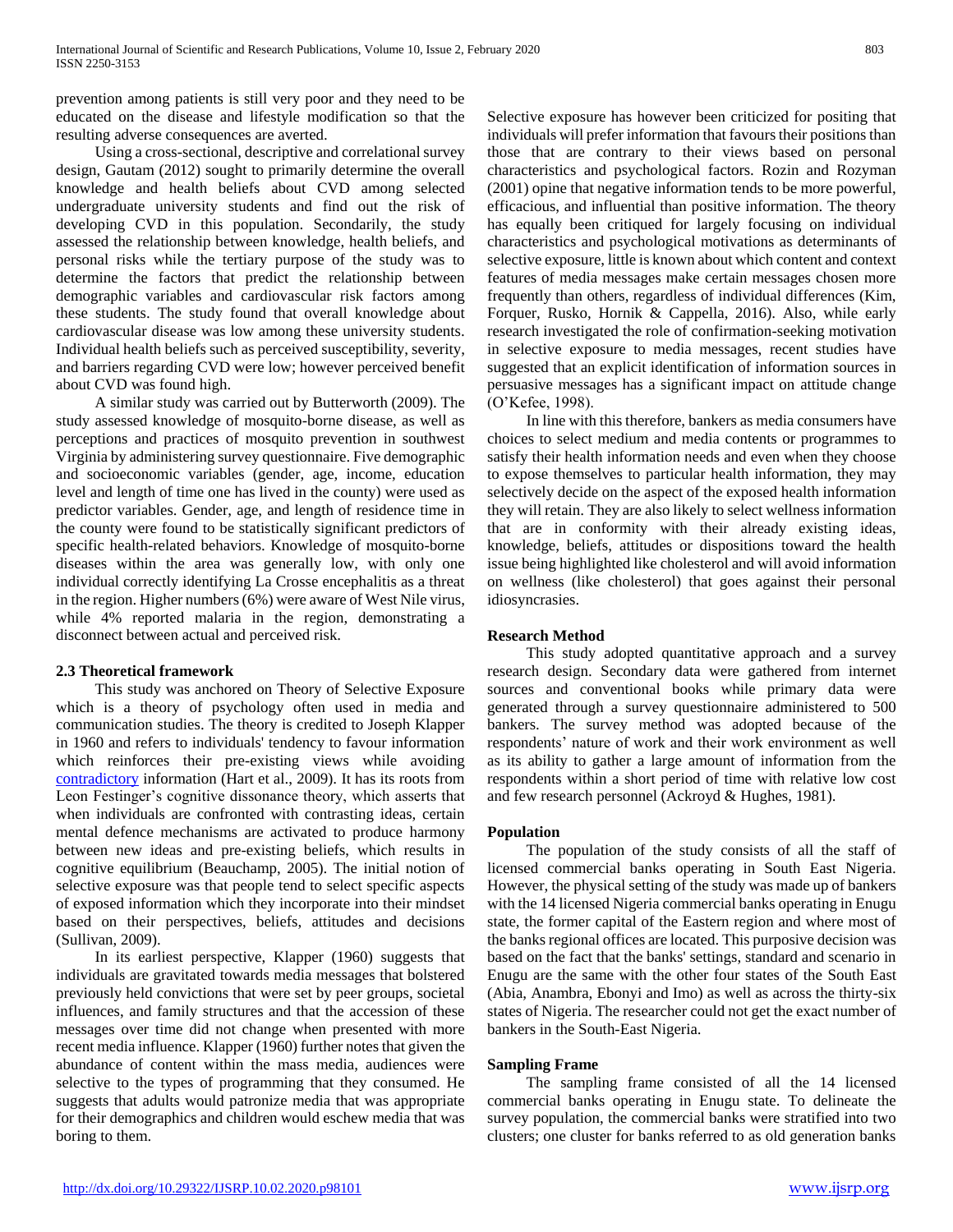prevention among patients is still very poor and they need to be educated on the disease and lifestyle modification so that the resulting adverse consequences are averted.

Using a cross-sectional, descriptive and correlational survey design, Gautam (2012) sought to primarily determine the overall knowledge and health beliefs about CVD among selected undergraduate university students and find out the risk of developing CVD in this population. Secondarily, the study assessed the relationship between knowledge, health beliefs, and personal risks while the tertiary purpose of the study was to determine the factors that predict the relationship between demographic variables and cardiovascular risk factors among these students. The study found that overall knowledge about cardiovascular disease was low among these university students. Individual health beliefs such as perceived susceptibility, severity, and barriers regarding CVD were low; however perceived benefit about CVD was found high.

A similar study was carried out by Butterworth (2009). The study assessed knowledge of mosquito-borne disease, as well as perceptions and practices of mosquito prevention in southwest Virginia by administering survey questionnaire. Five demographic and socioeconomic variables (gender, age, income, education level and length of time one has lived in the county) were used as predictor variables. Gender, age, and length of residence time in the county were found to be statistically significant predictors of specific health-related behaviors. Knowledge of mosquito-borne diseases within the area was generally low, with only one individual correctly identifying La Crosse encephalitis as a threat in the region. Higher numbers (6%) were aware of West Nile virus, while 4% reported malaria in the region, demonstrating a disconnect between actual and perceived risk.

### 2.3 Theoretical framework

This study was anchored on Theory of Selective Exposure which is a theory of psychology often used in media and communication studies. The theory is credited to Joseph Klapper in 1960 and refers to individuals' tendency to favour information which reinforces their pre-existing views while avoiding contradictory information (Hart et al., 2009). It has its roots from Leon Festinger's cognitive dissonance theory, which asserts that when individuals are confronted with contrasting ideas, certain mental defence mechanisms are activated to produce harmony between new ideas and pre-existing beliefs, which results in cognitive equilibrium (Beauchamp, 2005). The initial notion of selective exposure was that people tend to select specific aspects of exposed information which they incorporate into their mindset based on their perspectives, beliefs, attitudes and decisions (Sullivan, 2009).

In its earliest perspective, Klapper (1960) suggests that individuals are gravitated towards media messages that bolstered previously held convictions that were set by peer groups, societal influences, and family structures and that the accession of these messages over time did not change when presented with more recent media influence. Klapper (1960) further notes that given the abundance of content within the mass media, audiences were selective to the types of programming that they consumed. He suggests that adults would patronize media that was appropriate for their demographics and children would eschew media that was boring to them.

Selective exposure has however been criticized for positing that individuals will prefer information that favours their positions than those that are contrary to their views based on personal characteristics and psychological factors. Rozin and Rozyman (2001) opine that negative information tends to be more powerful, efficacious, and influential than positive information. The theory has equally been critiqued for largely focusing on individual characteristics and psychological motivations as determinants of selective exposure, little is known about which content and context features of media messages make certain messages chosen more frequently than others, regardless of individual differences (Kim, Forquer, Rusko, Hornik & Cappella, 2016). Also, while early research investigated the role of confirmation-seeking motivation in selective exposure to media messages, recent studies have suggested that an explicit identification of information sources in persuasive messages has a significant impact on attitude change (O'Kefee, 1998).

In line with this therefore, bankers as media consumers have choices to select medium and media contents or programmes to satisfy their health information needs and even when they choose to expose themselves to particular health information, they may selectively decide on the aspect of the exposed health information they will retain. They are also likely to select wellness information that are in conformity with their already existing ideas, knowledge, beliefs, attitudes or dispositions toward the health issue being highlighted like cholesterol and will avoid information on wellness (like cholesterol) that goes against their personal idiosyncrasies.

### Research Method

This study adopted quantitative approach and a survey research design. Secondary data were gathered from internet sources and conventional books while primary data were generated through a survey questionnaire administered to 500 bankers. The survey method was adopted because of the respondents' nature of work and their work environment as well as its ability to gather a large amount of information from the respondents within a short period of time with relative low cost and few research personnel (Ackroyd & Hughes, 1981).

### Population

The population of the study consists of all the staff of licensed commercial banks operating in South East Nigeria. However, the physical setting of the study was made up of bankers with the 14 licensed Nigeria commercial banks operating in Enugu state, the former capital of the Eastern region and where most of the banks regional offices are located. This purposive decision was based on the fact that the banks' settings, standard and scenario in Enugu are the same with the other four states of the South East (Abia, Anambra, Ebonyi and Imo) as well as across the thirty-six states of Nigeria. The researcher could not get the exact number of bankers in the South-East Nigeria.

### Sampling Frame

The sampling frame consisted of all the 14 licensed commercial banks operating in Enugu state. To delineate the survey population, the commercial banks were stratified into two clusters; one cluster for banks referred to as old generation banks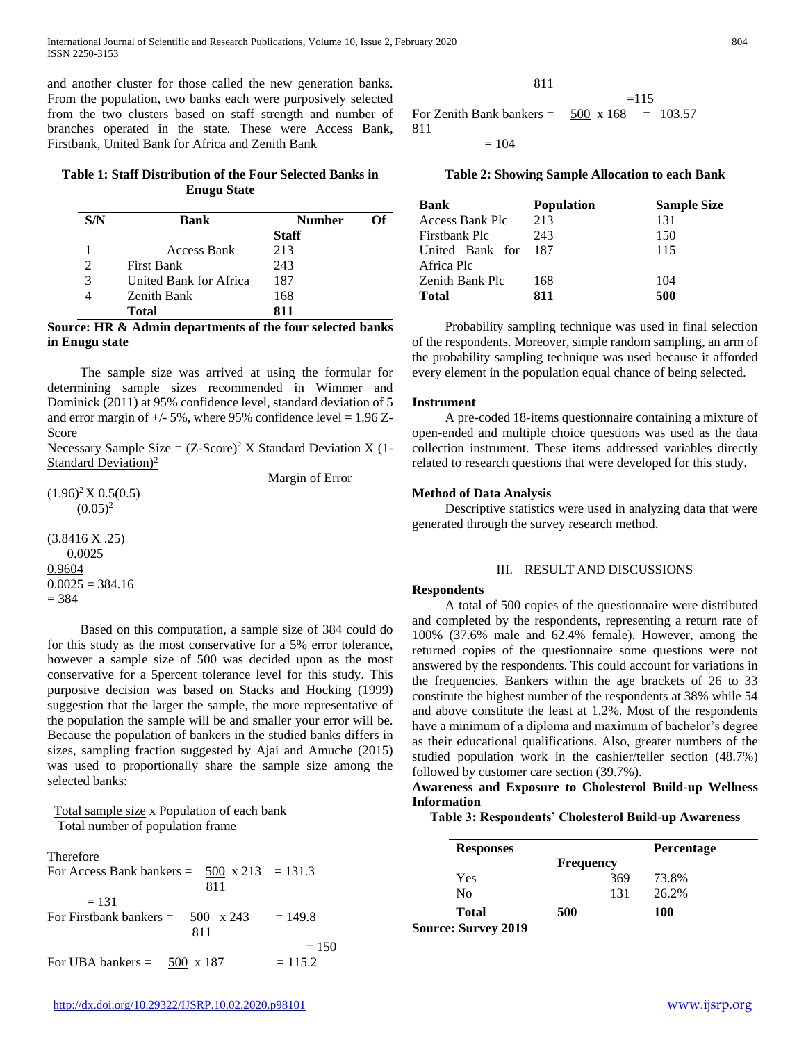and another cluster for those called the new generation banks. From the population, two banks each were purposively selected from the two clusters based on staff strength and number of branches operated in the state. These were Access Bank, Firstbank, United Bank for Africa and Zenith Bank

**Table 1: Staff Distribution of the Four Selected Banks in Enugu State**

| S/N | Bank | Number Of Staff |
|---|---|---|
| 1 | Access Bank | 213 |
| 2 | First Bank | 243 |
| 3 | United Bank for Africa | 187 |
| 4 | Zenith Bank | 168 |
| | **Total** | **811** |

**Source: HR & Admin departments of the four selected banks in Enugu state**

The sample size was arrived at using the formular for determining sample sizes recommended in Wimmer and Dominick (2011) at 95% confidence level, standard deviation of 5 and error margin of +/- 5%, where 95% confidence level = 1.96 Z-Score

$$\text{Necessary Sample Size} = \frac{(\text{Z-Score})^2 \times \text{Standard Deviation} \times (1-\text{Standard Deviation})^2}{\text{Margin of Error}}$$

$$\frac{(1.96)^2 \times 0.5(0.5)}{(0.05)^2}$$

$$\frac{(3.8416 \times .25)}{0.0025}$$

$$\frac{0.9604}{0.0025} = 384.16$$

$$= 384$$

Based on this computation, a sample size of 384 could do for this study as the most conservative for a 5% error tolerance, however a sample size of 500 was decided upon as the most conservative for a 5percent tolerance level for this study. This purposive decision was based on Stacks and Hocking (1999) suggestion that the larger the sample, the more representative of the population the sample will be and smaller your error will be. Because the population of bankers in the studied banks differs in sizes, sampling fraction suggested by Ajai and Amuche (2015) was used to proportionally share the sample size among the selected banks:

$$\frac{\text{Total sample size}}{\text{Total number of population frame}} \times \text{Population of each bank}$$

Therefore

For Access Bank bankers = $\frac{500}{811} \times 213 = 131.3$

$= 131$

For Firstbank bankers = $\frac{500}{811} \times 243 = 149.8$

$= 150$

For UBA bankers = $\frac{500}{811} \times 187 = 115.2$

$= 115$

For Zenith Bank bankers = $\frac{500}{811} \times 168 = 103.57$

$= 104$

**Table 2: Showing Sample Allocation to each Bank**

| Bank | Population | Sample Size |
|---|---|---|
| Access Bank Plc | 213 | 131 |
| Firstbank Plc | 243 | 150 |
| United Bank for Africa Plc | 187 | 115 |
| Zenith Bank Plc | 168 | 104 |
| **Total** | **811** | **500** |

Probability sampling technique was used in final selection of the respondents. Moreover, simple random sampling, an arm of the probability sampling technique was used because it afforded every element in the population equal chance of being selected.

### Instrument

A pre-coded 18-items questionnaire containing a mixture of open-ended and multiple choice questions was used as the data collection instrument. These items addressed variables directly related to research questions that were developed for this study.

### Method of Data Analysis

Descriptive statistics were used in analyzing data that were generated through the survey research method.

## III. RESULT AND DISCUSSIONS

### Respondents

A total of 500 copies of the questionnaire were distributed and completed by the respondents, representing a return rate of 100% (37.6% male and 62.4% female). However, among the returned copies of the questionnaire some questions were not answered by the respondents. This could account for variations in the frequencies. Bankers within the age brackets of 26 to 33 constitute the highest number of the respondents at 38% while 54 and above constitute the least at 1.2%. Most of the respondents have a minimum of a diploma and maximum of bachelor's degree as their educational qualifications. Also, greater numbers of the studied population work in the cashier/teller section (48.7%) followed by customer care section (39.7%).

### Awareness and Exposure to Cholesterol Build-up Wellness Information

**Table 3: Respondents' Cholesterol Build-up Awareness**

| Responses | Frequency | Percentage |
|---|---|---|
| Yes | 369 | 73.8% |
| No | 131 | 26.2% |
| **Total** | **500** | **100** |

**Source: Survey 2019**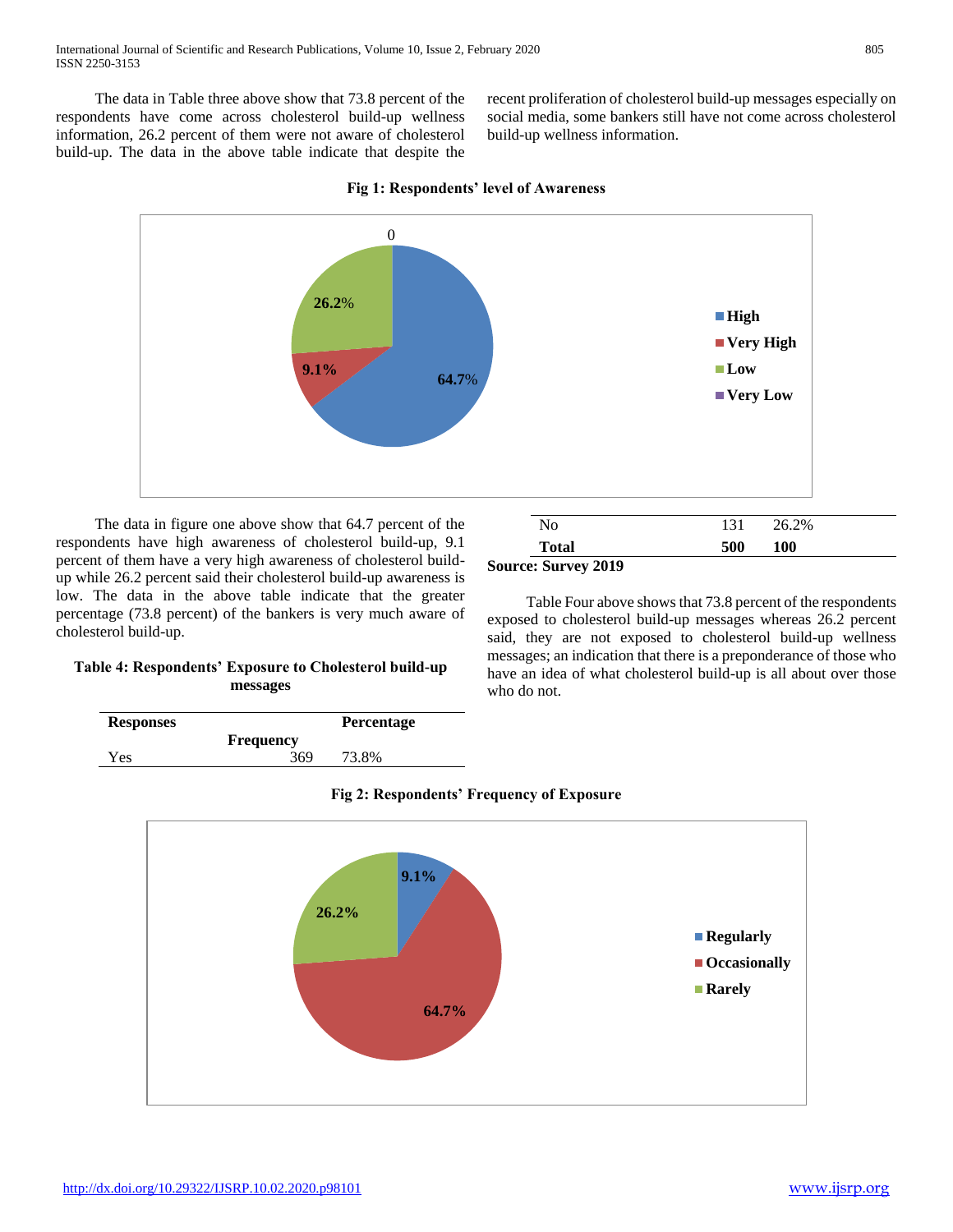The data in Table three above show that 73.8 percent of the respondents have come across cholesterol build-up wellness information, 26.2 percent of them were not aware of cholesterol build-up. The data in the above table indicate that despite the recent proliferation of cholesterol build-up messages especially on social media, some bankers still have not come across cholesterol build-up wellness information.

**Fig 1: Respondents' level of Awareness**

The data in figure one above show that 64.7 percent of the respondents have high awareness of cholesterol build-up, 9.1 percent of them have a very high awareness of cholesterol build-up while 26.2 percent said their cholesterol build-up awareness is low. The data in the above table indicate that the greater percentage (73.8 percent) of the bankers is very much aware of cholesterol build-up.

**Table 4: Respondents' Exposure to Cholesterol build-up messages**

| Responses | Frequency | Percentage |
|---|---|---|
| Yes | 369 | 73.8% |
| No | 131 | 26.2% |
| **Total** | **500** | **100** |

**Source: Survey 2019**

Table Four above shows that 73.8 percent of the respondents exposed to cholesterol build-up messages whereas 26.2 percent said, they are not exposed to cholesterol build-up wellness messages; an indication that there is a preponderance of those who have an idea of what cholesterol build-up is all about over those who do not.

**Fig 2: Respondents' Frequency of Exposure**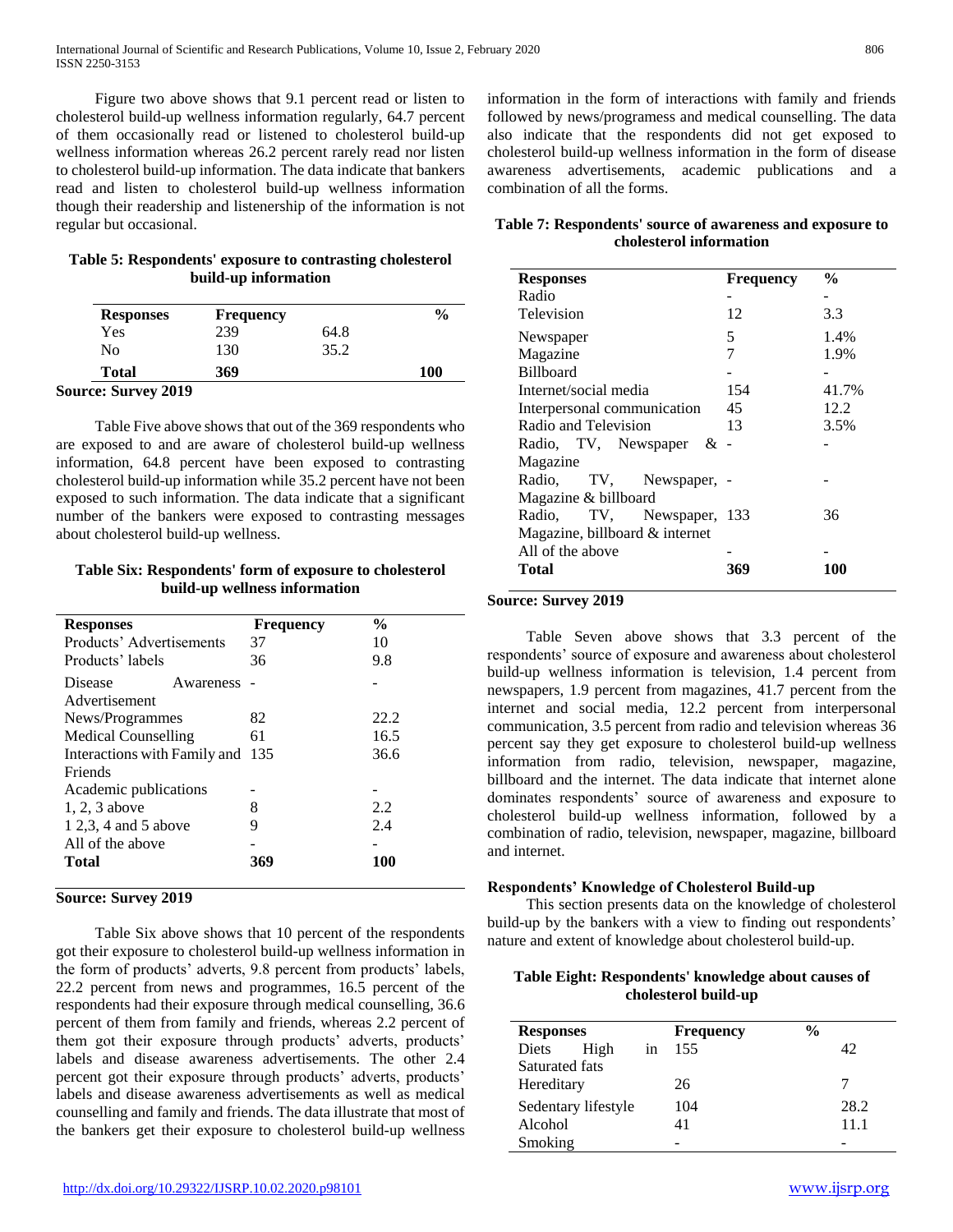Figure two above shows that 9.1 percent read or listen to cholesterol build-up wellness information regularly, 64.7 percent of them occasionally read or listened to cholesterol build-up wellness information whereas 26.2 percent rarely read nor listen to cholesterol build-up information. The data indicate that bankers read and listen to cholesterol build-up wellness information though their readership and listenership of the information is not regular but occasional.

**Table 5: Respondents' exposure to contrasting cholesterol build-up information**

| Responses | Frequency | | % |
|---|---|---|---|
| Yes | 239 | 64.8 | |
| No | 130 | 35.2 | |
| **Total** | **369** | | **100** |

**Source: Survey 2019**

Table Five above shows that out of the 369 respondents who are exposed to and are aware of cholesterol build-up wellness information, 64.8 percent have been exposed to contrasting cholesterol build-up information while 35.2 percent have not been exposed to such information. The data indicate that a significant number of the bankers were exposed to contrasting messages about cholesterol build-up wellness.

**Table Six: Respondents' form of exposure to cholesterol build-up wellness information**

| Responses | Frequency | % |
|---|---|---|
| Products' Advertisements | 37 | 10 |
| Products' labels | 36 | 9.8 |
| Disease Awareness Advertisement | - | - |
| News/Programmes | 82 | 22.2 |
| Medical Counselling | 61 | 16.5 |
| Interactions with Family and Friends | 135 | 36.6 |
| Academic publications | - | - |
| 1, 2, 3 above | 8 | 2.2 |
| 1 2,3, 4 and 5 above | 9 | 2.4 |
| All of the above | - | - |
| **Total** | **369** | **100** |

**Source: Survey 2019**

Table Six above shows that 10 percent of the respondents got their exposure to cholesterol build-up wellness information in the form of products' adverts, 9.8 percent from products' labels, 22.2 percent from news and programmes, 16.5 percent of the respondents had their exposure through medical counselling, 36.6 percent of them from family and friends, whereas 2.2 percent of them got their exposure through products' adverts, products' labels and disease awareness advertisements. The other 2.4 percent got their exposure through products' adverts, products' labels and disease awareness advertisements as well as medical counselling and family and friends. The data illustrate that most of the bankers get their exposure to cholesterol build-up wellness information in the form of interactions with family and friends followed by news/programess and medical counselling. The data also indicate that the respondents did not get exposed to cholesterol build-up wellness information in the form of disease awareness advertisements, academic publications and a combination of all the forms.

**Table 7: Respondents' source of awareness and exposure to cholesterol information**

| Responses | Frequency | % |
|---|---|---|
| Radio | - | - |
| Television | 12 | 3.3 |
| Newspaper | 5 | 1.4% |
| Magazine | 7 | 1.9% |
| Billboard | - | - |
| Internet/social media | 154 | 41.7% |
| Interpersonal communication | 45 | 12.2 |
| Radio and Television | 13 | 3.5% |
| Radio, TV, Newspaper & Magazine | - | - |
| Radio, TV, Newspaper, Magazine & billboard | - | - |
| Radio, TV, Newspaper, Magazine, billboard & internet | 133 | 36 |
| All of the above | - | - |
| **Total** | **369** | **100** |

**Source: Survey 2019**

Table Seven above shows that 3.3 percent of the respondents' source of exposure and awareness about cholesterol build-up wellness information is television, 1.4 percent from newspapers, 1.9 percent from magazines, 41.7 percent from the internet and social media, 12.2 percent from interpersonal communication, 3.5 percent from radio and television whereas 36 percent say they get exposure to cholesterol build-up wellness information from radio, television, newspaper, magazine, billboard and the internet. The data indicate that internet alone dominates respondents' source of awareness and exposure to cholesterol build-up wellness information, followed by a combination of radio, television, newspaper, magazine, billboard and internet.

**Respondents' Knowledge of Cholesterol Build-up**

This section presents data on the knowledge of cholesterol build-up by the bankers with a view to finding out respondents' nature and extent of knowledge about cholesterol build-up.

**Table Eight: Respondents' knowledge about causes of cholesterol build-up**

| Responses | Frequency | % |
|---|---|---|
| Diets High in Saturated fats | 155 | 42 |
| Hereditary | 26 | 7 |
| Sedentary lifestyle | 104 | 28.2 |
| Alcohol | 41 | 11.1 |
| Smoking | - | - |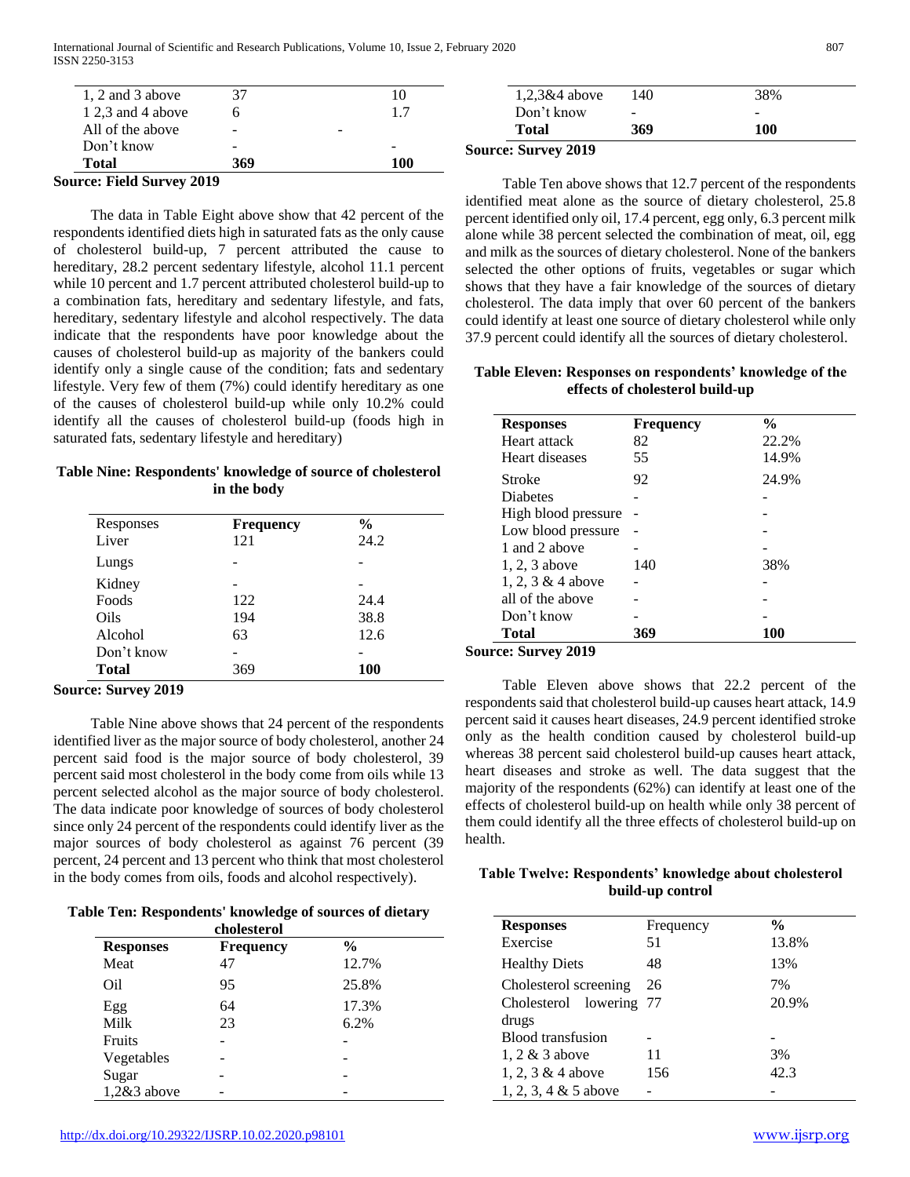| | | | |
|---|---|---|---|
| 1, 2 and 3 above | 37 | | 10 |
| 1 2,3 and 4 above | 6 | | 1.7 |
| All of the above | - | - | |
| Don't know | - | | - |
| **Total** | **369** | | **100** |

**Source: Field Survey 2019**

The data in Table Eight above show that 42 percent of the respondents identified diets high in saturated fats as the only cause of cholesterol build-up, 7 percent attributed the cause to hereditary, 28.2 percent sedentary lifestyle, alcohol 11.1 percent while 10 percent and 1.7 percent attributed cholesterol build-up to a combination fats, hereditary and sedentary lifestyle, and fats, hereditary, sedentary lifestyle and alcohol respectively. The data indicate that the respondents have poor knowledge about the causes of cholesterol build-up as majority of the bankers could identify only a single cause of the condition; fats and sedentary lifestyle. Very few of them (7%) could identify hereditary as one of the causes of cholesterol build-up while only 10.2% could identify all the causes of cholesterol build-up (foods high in saturated fats, sedentary lifestyle and hereditary)

**Table Nine: Respondents' knowledge of source of cholesterol in the body**

| Responses | **Frequency** | **%** |
|---|---|---|
| Liver | 121 | 24.2 |
| Lungs | - | - |
| Kidney | - | - |
| Foods | 122 | 24.4 |
| Oils | 194 | 38.8 |
| Alcohol | 63 | 12.6 |
| Don't know | - | - |
| **Total** | 369 | **100** |

**Source: Survey 2019**

Table Nine above shows that 24 percent of the respondents identified liver as the major source of body cholesterol, another 24 percent said food is the major source of body cholesterol, 39 percent said most cholesterol in the body come from oils while 13 percent selected alcohol as the major source of body cholesterol. The data indicate poor knowledge of sources of body cholesterol since only 24 percent of the respondents could identify liver as the major sources of body cholesterol as against 76 percent (39 percent, 24 percent and 13 percent who think that most cholesterol in the body comes from oils, foods and alcohol respectively).

**Table Ten: Respondents' knowledge of sources of dietary cholesterol**

| **Responses** | **Frequency** | **%** |
|---|---|---|
| Meat | 47 | 12.7% |
| Oil | 95 | 25.8% |
| Egg | 64 | 17.3% |
| Milk | 23 | 6.2% |
| Fruits | - | - |
| Vegetables | - | - |
| Sugar | - | - |
| 1,2&3 above | - | - |
| 1,2,3&4 above | 140 | 38% |
| Don't know | - | - |
| **Total** | **369** | **100** |

**Source: Survey 2019**

Table Ten above shows that 12.7 percent of the respondents identified meat alone as the source of dietary cholesterol, 25.8 percent identified only oil, 17.4 percent, egg only, 6.3 percent milk alone while 38 percent selected the combination of meat, oil, egg and milk as the sources of dietary cholesterol. None of the bankers selected the other options of fruits, vegetables or sugar which shows that they have a fair knowledge of the sources of dietary cholesterol. The data imply that over 60 percent of the bankers could identify at least one source of dietary cholesterol while only 37.9 percent could identify all the sources of dietary cholesterol.

**Table Eleven: Responses on respondents' knowledge of the effects of cholesterol build-up**

| **Responses** | **Frequency** | **%** |
|---|---|---|
| Heart attack | 82 | 22.2% |
| Heart diseases | 55 | 14.9% |
| Stroke | 92 | 24.9% |
| Diabetes | - | - |
| High blood pressure | - | - |
| Low blood pressure | - | - |
| 1 and 2 above | - | - |
| 1, 2, 3 above | 140 | 38% |
| 1, 2, 3 & 4 above | - | - |
| all of the above | - | - |
| Don't know | - | - |
| **Total** | **369** | **100** |

**Source: Survey 2019**

Table Eleven above shows that 22.2 percent of the respondents said that cholesterol build-up causes heart attack, 14.9 percent said it causes heart diseases, 24.9 percent identified stroke only as the health condition caused by cholesterol build-up whereas 38 percent said cholesterol build-up causes heart attack, heart diseases and stroke as well. The data suggest that the majority of the respondents (62%) can identify at least one of the effects of cholesterol build-up on health while only 38 percent of them could identify all the three effects of cholesterol build-up on health.

**Table Twelve: Respondents' knowledge about cholesterol build-up control**

| **Responses** | Frequency | **%** |
|---|---|---|
| Exercise | 51 | 13.8% |
| Healthy Diets | 48 | 13% |
| Cholesterol screening | 26 | 7% |
| Cholesterol lowering drugs | 77 | 20.9% |
| Blood transfusion | - | - |
| 1, 2 & 3 above | 11 | 3% |
| 1, 2, 3 & 4 above | 156 | 42.3 |
| 1, 2, 3, 4 & 5 above | - | - |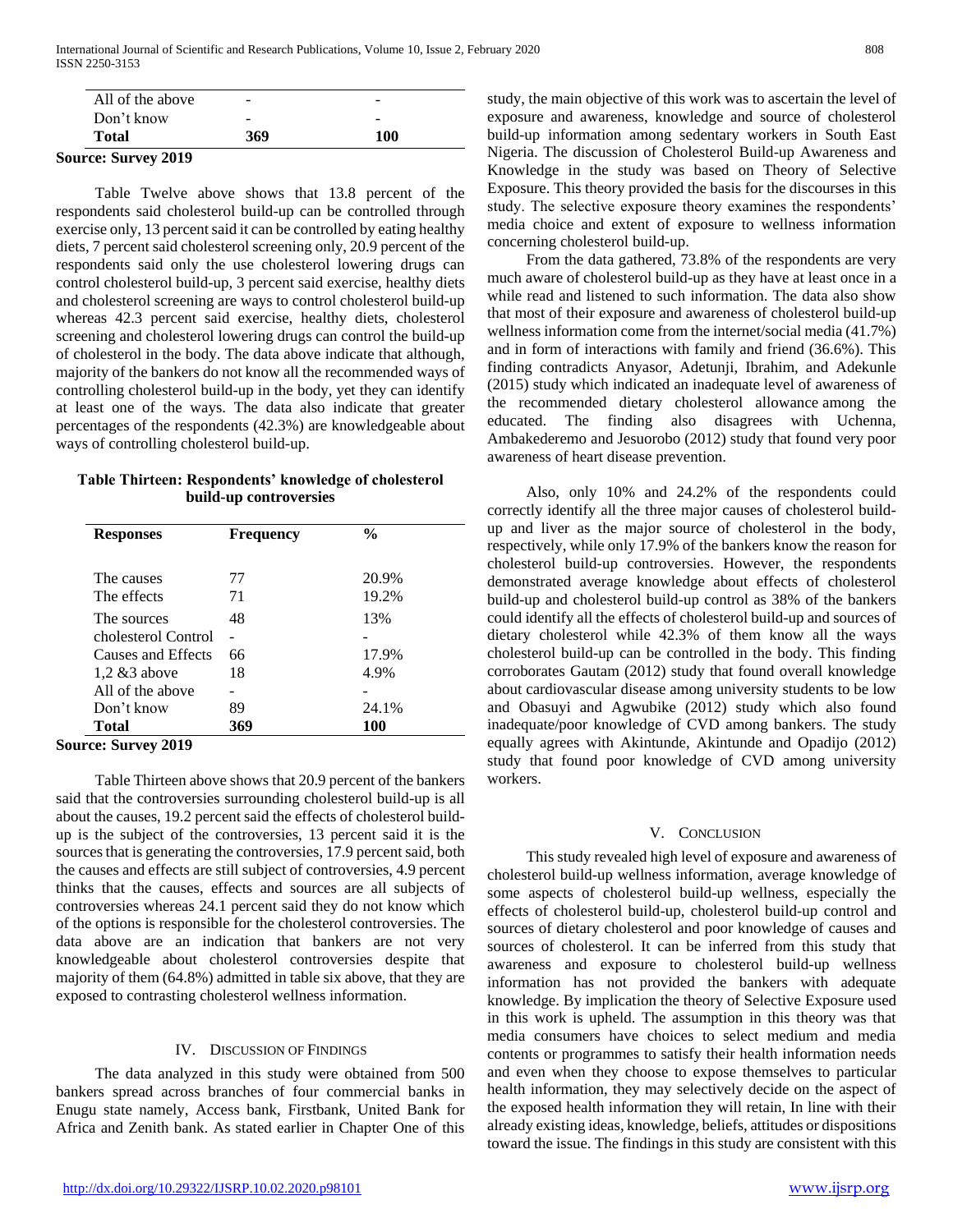| All of the above | - | - |
|---|---|---|
| Don't know | - | - |
| **Total** | **369** | **100** |

**Source: Survey 2019**

Table Twelve above shows that 13.8 percent of the respondents said cholesterol build-up can be controlled through exercise only, 13 percent said it can be controlled by eating healthy diets, 7 percent said cholesterol screening only, 20.9 percent of the respondents said only the use cholesterol lowering drugs can control cholesterol build-up, 3 percent said exercise, healthy diets and cholesterol screening are ways to control cholesterol build-up whereas 42.3 percent said exercise, healthy diets, cholesterol screening and cholesterol lowering drugs can control the build-up of cholesterol in the body. The data above indicate that although, majority of the bankers do not know all the recommended ways of controlling cholesterol build-up in the body, yet they can identify at least one of the ways. The data also indicate that greater percentages of the respondents (42.3%) are knowledgeable about ways of controlling cholesterol build-up.

**Table Thirteen: Respondents' knowledge of cholesterol build-up controversies**

| Responses | Frequency | % |
|---|---|---|
| The causes | 77 | 20.9% |
| The effects | 71 | 19.2% |
| The sources | 48 | 13% |
| cholesterol Control | - | - |
| Causes and Effects | 66 | 17.9% |
| 1,2 &3 above | 18 | 4.9% |
| All of the above | - | - |
| Don't know | 89 | 24.1% |
| **Total** | **369** | **100** |

**Source: Survey 2019**

Table Thirteen above shows that 20.9 percent of the bankers said that the controversies surrounding cholesterol build-up is all about the causes, 19.2 percent said the effects of cholesterol build-up is the subject of the controversies, 13 percent said it is the sources that is generating the controversies, 17.9 percent said, both the causes and effects are still subject of controversies, 4.9 percent thinks that the causes, effects and sources are all subjects of controversies whereas 24.1 percent said they do not know which of the options is responsible for the cholesterol controversies. The data above are an indication that bankers are not very knowledgeable about cholesterol controversies despite that majority of them (64.8%) admitted in table six above, that they are exposed to contrasting cholesterol wellness information.

## IV. Discussion of Findings

The data analyzed in this study were obtained from 500 bankers spread across branches of four commercial banks in Enugu state namely, Access bank, Firstbank, United Bank for Africa and Zenith bank. As stated earlier in Chapter One of this study, the main objective of this work was to ascertain the level of exposure and awareness, knowledge and source of cholesterol build-up information among sedentary workers in South East Nigeria. The discussion of Cholesterol Build-up Awareness and Knowledge in the study was based on Theory of Selective Exposure. This theory provided the basis for the discourses in this study. The selective exposure theory examines the respondents' media choice and extent of exposure to wellness information concerning cholesterol build-up.

From the data gathered, 73.8% of the respondents are very much aware of cholesterol build-up as they have at least once in a while read and listened to such information. The data also show that most of their exposure and awareness of cholesterol build-up wellness information come from the internet/social media (41.7%) and in form of interactions with family and friend (36.6%). This finding contradicts Anyasor, Adetunji, Ibrahim, and Adekunle (2015) study which indicated an inadequate level of awareness of the recommended dietary cholesterol allowance among the educated. The finding also disagrees with Uchenna, Ambakederemo and Jesuorobo (2012) study that found very poor awareness of heart disease prevention.

Also, only 10% and 24.2% of the respondents could correctly identify all the three major causes of cholesterol build-up and liver as the major source of cholesterol in the body, respectively, while only 17.9% of the bankers know the reason for cholesterol build-up controversies. However, the respondents demonstrated average knowledge about effects of cholesterol build-up and cholesterol build-up control as 38% of the bankers could identify all the effects of cholesterol build-up and sources of dietary cholesterol while 42.3% of them know all the ways cholesterol build-up can be controlled in the body. This finding corroborates Gautam (2012) study that found overall knowledge about cardiovascular disease among university students to be low and Obasuyi and Agwubike (2012) study which also found inadequate/poor knowledge of CVD among bankers. The study equally agrees with Akintunde, Akintunde and Opadijo (2012) study that found poor knowledge of CVD among university workers.

## V. Conclusion

This study revealed high level of exposure and awareness of cholesterol build-up wellness information, average knowledge of some aspects of cholesterol build-up wellness, especially the effects of cholesterol build-up, cholesterol build-up control and sources of dietary cholesterol and poor knowledge of causes and sources of cholesterol. It can be inferred from this study that awareness and exposure to cholesterol build-up wellness information has not provided the bankers with adequate knowledge. By implication the theory of Selective Exposure used in this work is upheld. The assumption in this theory was that media consumers have choices to select medium and media contents or programmes to satisfy their health information needs and even when they choose to expose themselves to particular health information, they may selectively decide on the aspect of the exposed health information they will retain, In line with their already existing ideas, knowledge, beliefs, attitudes or dispositions toward the issue. The findings in this study are consistent with this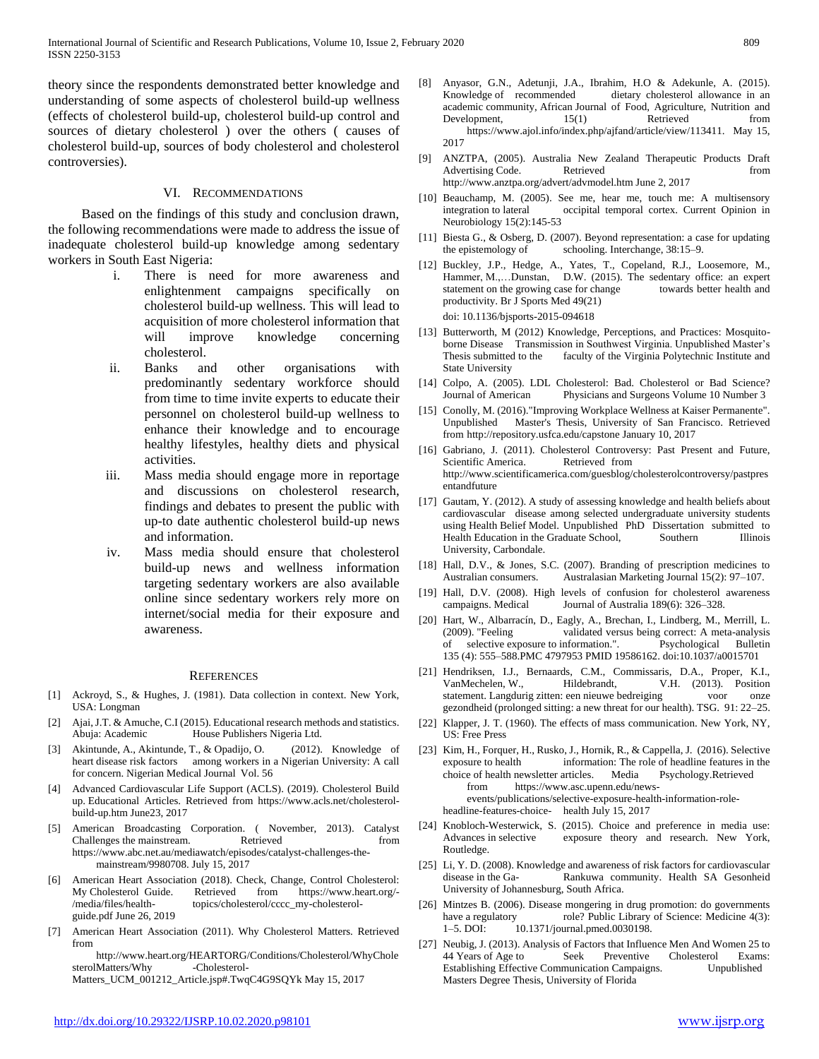theory since the respondents demonstrated better knowledge and understanding of some aspects of cholesterol build-up wellness (effects of cholesterol build-up, cholesterol build-up control and sources of dietary cholesterol ) over the others ( causes of cholesterol build-up, sources of body cholesterol and cholesterol controversies).

## VI. Recommendations

Based on the findings of this study and conclusion drawn, the following recommendations were made to address the issue of inadequate cholesterol build-up knowledge among sedentary workers in South East Nigeria:

i. There is need for more awareness and enlightenment campaigns specifically on cholesterol build-up wellness. This will lead to acquisition of more cholesterol information that will improve knowledge concerning cholesterol.

ii. Banks and other organisations with predominantly sedentary workforce should from time to time invite experts to educate their personnel on cholesterol build-up wellness to enhance their knowledge and to encourage healthy lifestyles, healthy diets and physical activities.

iii. Mass media should engage more in reportage and discussions on cholesterol research, findings and debates to present the public with up-to date authentic cholesterol build-up news and information.

iv. Mass media should ensure that cholesterol build-up news and wellness information targeting sedentary workers are also available online since sedentary workers rely more on internet/social media for their exposure and awareness.

## References

[1] Ackroyd, S., & Hughes, J. (1981). Data collection in context. New York, USA: Longman

[2] Ajai, J.T. & Amuche, C.I (2015). Educational research methods and statistics. Abuja: Academic House Publishers Nigeria Ltd.

[3] Akintunde, A., Akintunde, T., & Opadijo, O. (2012). Knowledge of heart disease risk factors among workers in a Nigerian University: A call for concern. Nigerian Medical Journal Vol. 56

[4] Advanced Cardiovascular Life Support (ACLS). (2019). Cholesterol Build up. Educational Articles. Retrieved from https://www.acls.net/cholesterol-build-up.htm June23, 2017

[5] American Broadcasting Corporation. ( November, 2013). Catalyst Challenges the mainstream. Retrieved from https://www.abc.net.au/mediawatch/episodes/catalyst-challenges-the-mainstream/9980708. July 15, 2017

[6] American Heart Association (2018). Check, Change, Control Cholesterol: My Cholesterol Guide. Retrieved from https://www.heart.org/-/media/files/health-topics/cholesterol/cccc_my-cholesterol-guide.pdf June 26, 2019

[7] American Heart Association (2011). Why Cholesterol Matters. Retrieved from http://www.heart.org/HEARTORG/Conditions/Cholesterol/WhyCholesterolMatters/Why -Cholesterol-Matters_UCM_001212_Article.jsp#.TwqC4G9SQYk May 15, 2017

[8] Anyasor, G.N., Adetunji, J.A., Ibrahim, H.O & Adekunle, A. (2015). Knowledge of recommended dietary cholesterol allowance in an academic community, African Journal of Food, Agriculture, Nutrition and Development, 15(1) Retrieved from https://www.ajol.info/index.php/ajfand/article/view/113411. May 15, 2017

[9] ANZTPA, (2005). Australia New Zealand Therapeutic Products Draft Advertising Code. Retrieved from http://www.anztpa.org/advert/advmodel.htm June 2, 2017

[10] Beauchamp, M. (2005). See me, hear me, touch me: A multisensory integration to lateral occipital temporal cortex. Current Opinion in Neurobiology 15(2):145-53

[11] Biesta G., & Osberg, D. (2007). Beyond representation: a case for updating the epistemology of schooling. Interchange, 38:15–9.

[12] Buckley, J.P., Hedge, A., Yates, T., Copeland, R.J., Loosemore, M., Hammer, M.,…Dunstan, D.W. (2015). The sedentary office: an expert statement on the growing case for change towards better health and productivity. Br J Sports Med 49(21) doi: 10.1136/bjsports-2015-094618

[13] Butterworth, M (2012) Knowledge, Perceptions, and Practices: Mosquito-borne Disease Transmission in Southwest Virginia. Unpublished Master's Thesis submitted to the faculty of the Virginia Polytechnic Institute and State University

[14] Colpo, A. (2005). LDL Cholesterol: Bad. Cholesterol or Bad Science? Journal of American Physicians and Surgeons Volume 10 Number 3

[15] Conolly, M. (2016)."Improving Workplace Wellness at Kaiser Permanente". Unpublished Master's Thesis, University of San Francisco. Retrieved from http://repository.usfca.edu/capstone January 10, 2017

[16] Gabriano, J. (2011). Cholesterol Controversy: Past Present and Future, Scientific America. Retrieved from http://www.scientificamerica.com/guesblog/cholesterolcontroversy/pastpresentandfuture

[17] Gautam, Y. (2012). A study of assessing knowledge and health beliefs about cardiovascular disease among selected undergraduate university students using Health Belief Model. Unpublished PhD Dissertation submitted to Health Education in the Graduate School, Southern Illinois University, Carbondale.

[18] Hall, D.V., & Jones, S.C. (2007). Branding of prescription medicines to Australian consumers. Australasian Marketing Journal 15(2): 97–107.

[19] Hall, D.V. (2008). High levels of confusion for cholesterol awareness campaigns. Medical Journal of Australia 189(6): 326–328.

[20] Hart, W., Albarracín, D., Eagly, A., Brechan, I., Lindberg, M., Merrill, L. (2009). "Feeling validated versus being correct: A meta-analysis of selective exposure to information.". Psychological Bulletin 135 (4): 555–588.PMC 4797953 PMID 19586162. doi:10.1037/a0015701

[21] Hendriksen, I.J., Bernaards, C.M., Commissaris, D.A., Proper, K.I., VanMechelen, W., Hildebrandt, V.H. (2013). Position statement. Langdurig zitten: een nieuwe bedreiging voor onze gezondheid (prolonged sitting: a new threat for our health). TSG. 91: 22–25.

[22] Klapper, J. T. (1960). The effects of mass communication. New York, NY, US: Free Press

[23] Kim, H., Forquer, H., Rusko, J., Hornik, R., & Cappella, J. (2016). Selective exposure to health information: The role of headline features in the choice of health newsletter articles. Media Psychology.Retrieved from https://www.asc.upenn.edu/news-events/publications/selective-exposure-health-information-role-headline-features-choice- health July 15, 2017

[24] Knobloch-Westerwick, S. (2015). Choice and preference in media use: Advances in selective exposure theory and research. New York, Routledge.

[25] Li, Y. D. (2008). Knowledge and awareness of risk factors for cardiovascular disease in the Ga-Rankuwa community. Health SA Gesonheid University of Johannesburg, South Africa.

[26] Mintzes B. (2006). Disease mongering in drug promotion: do governments have a regulatory role? Public Library of Science: Medicine 4(3): 1–5. DOI: 10.1371/journal.pmed.0030198.

[27] Neubig, J. (2013). Analysis of Factors that Influence Men And Women 25 to 44 Years of Age to Seek Preventive Cholesterol Exams: Establishing Effective Communication Campaigns. Unpublished Masters Degree Thesis, University of Florida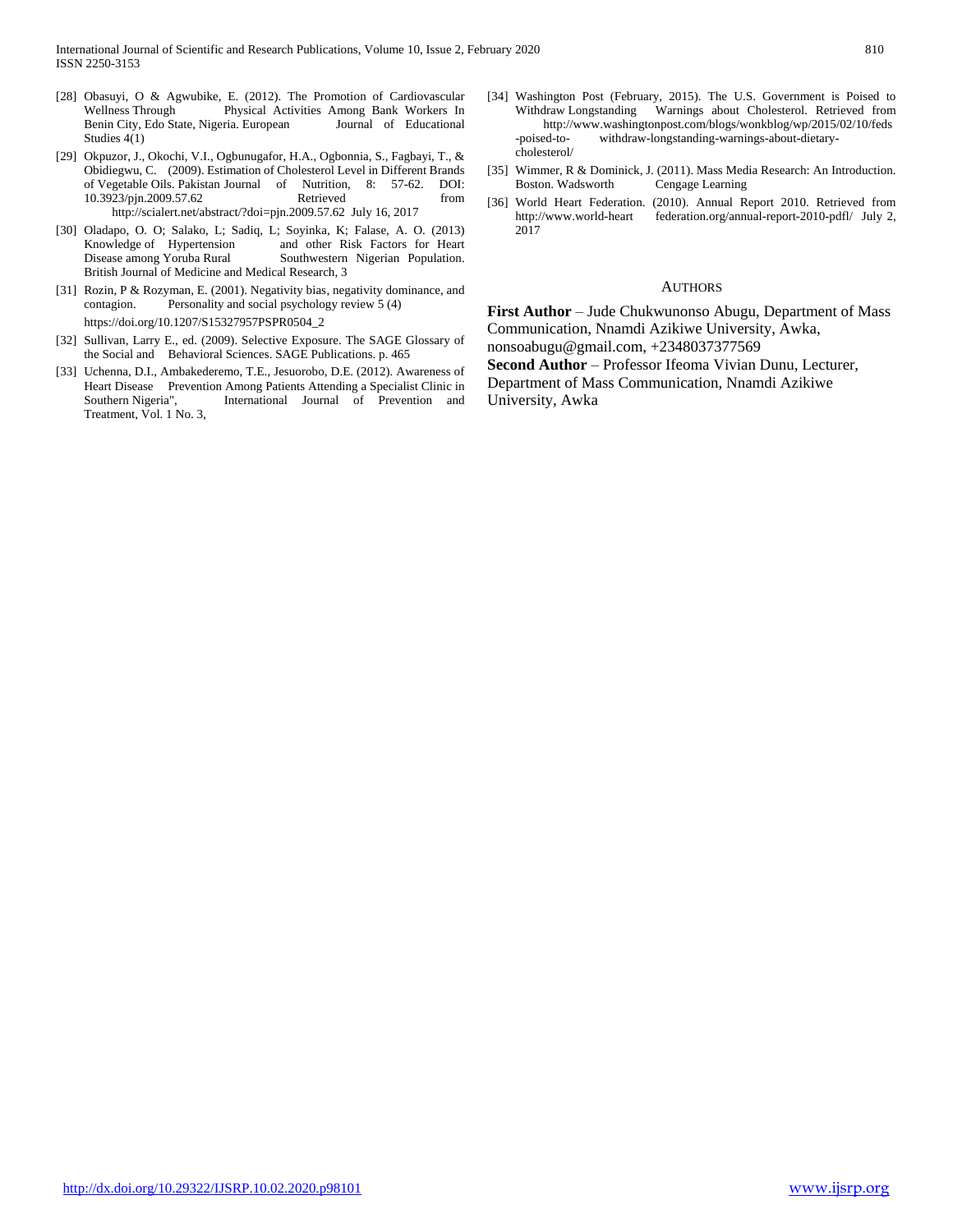[28] Obasuyi, O & Agwubike, E. (2012). The Promotion of Cardiovascular Wellness Through Physical Activities Among Bank Workers In Benin City, Edo State, Nigeria. European Journal of Educational Studies 4(1)

[29] Okpuzor, J., Okochi, V.I., Ogbunugafor, H.A., Ogbonnia, S., Fagbayi, T., & Obidiegwu, C. (2009). Estimation of Cholesterol Level in Different Brands of Vegetable Oils. Pakistan Journal of Nutrition, 8: 57-62. DOI: 10.3923/pjn.2009.57.62 Retrieved from http://scialert.net/abstract/?doi=pjn.2009.57.62 July 16, 2017

[30] Oladapo, O. O; Salako, L; Sadiq, L; Soyinka, K; Falase, A. O. (2013) Knowledge of Hypertension and other Risk Factors for Heart Disease among Yoruba Rural Southwestern Nigerian Population. British Journal of Medicine and Medical Research, 3

[31] Rozin, P & Rozyman, E. (2001). Negativity bias, negativity dominance, and contagion. Personality and social psychology review 5 (4) https://doi.org/10.1207/S15327957PSPR0504_2

[32] Sullivan, Larry E., ed. (2009). Selective Exposure. The SAGE Glossary of the Social and Behavioral Sciences. SAGE Publications. p. 465

[33] Uchenna, D.I., Ambakederemo, T.E., Jesuorobo, D.E. (2012). Awareness of Heart Disease Prevention Among Patients Attending a Specialist Clinic in Southern Nigeria", International Journal of Prevention and Treatment, Vol. 1 No. 3,

[34] Washington Post (February, 2015). The U.S. Government is Poised to Withdraw Longstanding Warnings about Cholesterol. Retrieved from http://www.washingtonpost.com/blogs/wonkblog/wp/2015/02/10/feds-poised-to-withdraw-longstanding-warnings-about-dietary-cholesterol/

[35] Wimmer, R & Dominick, J. (2011). Mass Media Research: An Introduction. Boston. Wadsworth Cengage Learning

[36] World Heart Federation. (2010). Annual Report 2010. Retrieved from http://www.world-heart federation.org/annual-report-2010-pdfl/ July 2, 2017

## Authors

**First Author** – Jude Chukwunonso Abugu, Department of Mass Communication, Nnamdi Azikiwe University, Awka, nonsoabugu@gmail.com, +2348037377569

**Second Author** – Professor Ifeoma Vivian Dunu, Lecturer, Department of Mass Communication, Nnamdi Azikiwe University, Awka